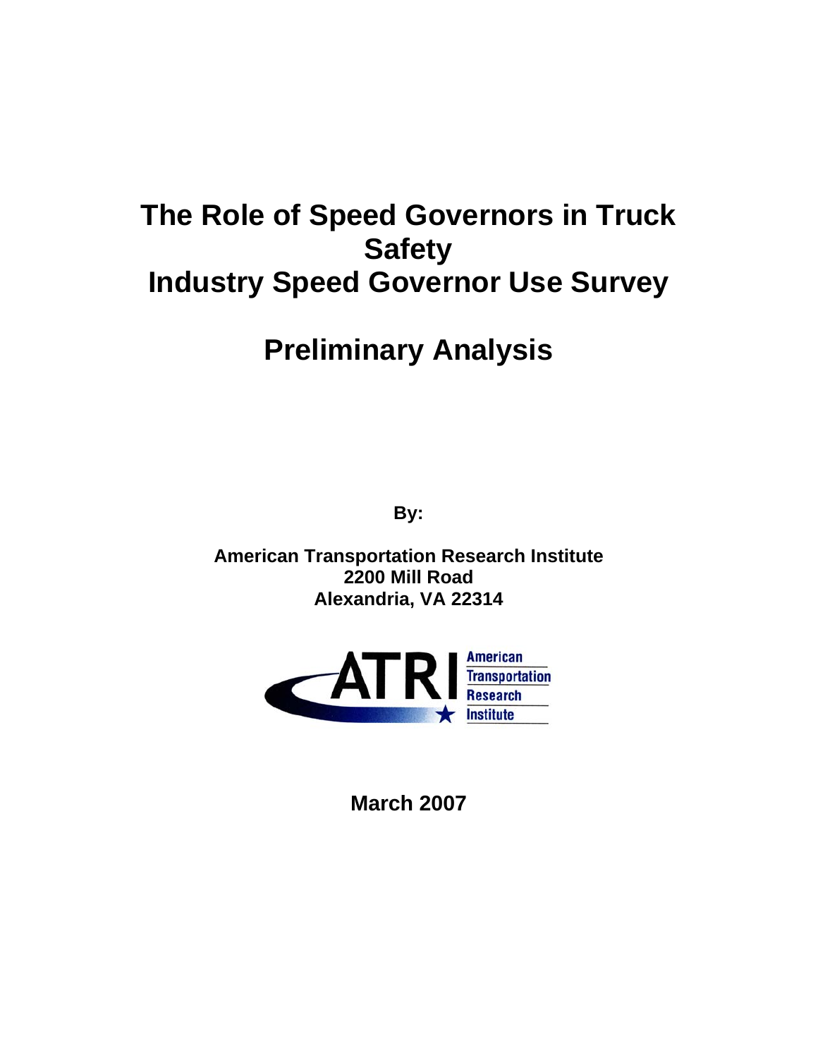# The Role of Speed Governors in Truck Safety
# Industry Speed Governor Use Survey

# Preliminary Analysis

**By:**

**American Transportation Research Institute**
**2200 Mill Road**
**Alexandria, VA 22314**

**March 2007**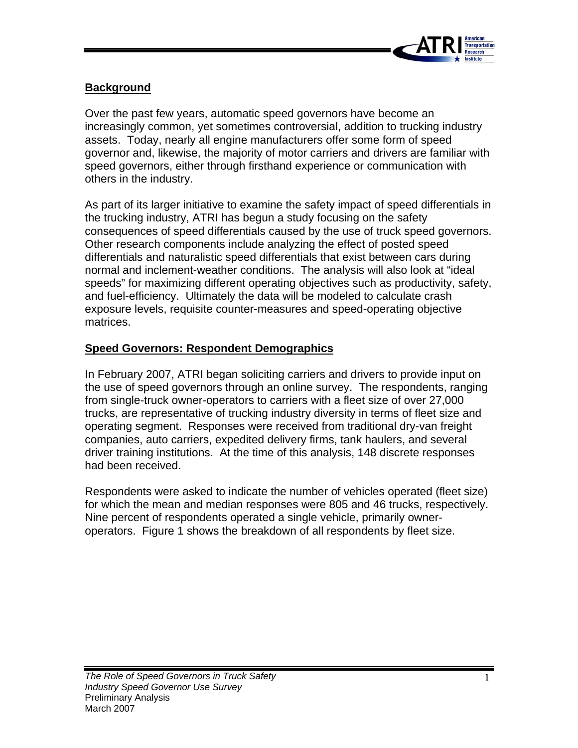## Background

Over the past few years, automatic speed governors have become an increasingly common, yet sometimes controversial, addition to trucking industry assets. Today, nearly all engine manufacturers offer some form of speed governor and, likewise, the majority of motor carriers and drivers are familiar with speed governors, either through firsthand experience or communication with others in the industry.

As part of its larger initiative to examine the safety impact of speed differentials in the trucking industry, ATRI has begun a study focusing on the safety consequences of speed differentials caused by the use of truck speed governors. Other research components include analyzing the effect of posted speed differentials and naturalistic speed differentials that exist between cars during normal and inclement-weather conditions. The analysis will also look at "ideal speeds" for maximizing different operating objectives such as productivity, safety, and fuel-efficiency. Ultimately the data will be modeled to calculate crash exposure levels, requisite counter-measures and speed-operating objective matrices.

## Speed Governors: Respondent Demographics

In February 2007, ATRI began soliciting carriers and drivers to provide input on the use of speed governors through an online survey. The respondents, ranging from single-truck owner-operators to carriers with a fleet size of over 27,000 trucks, are representative of trucking industry diversity in terms of fleet size and operating segment. Responses were received from traditional dry-van freight companies, auto carriers, expedited delivery firms, tank haulers, and several driver training institutions. At the time of this analysis, 148 discrete responses had been received.

Respondents were asked to indicate the number of vehicles operated (fleet size) for which the mean and median responses were 805 and 46 trucks, respectively. Nine percent of respondents operated a single vehicle, primarily owner-operators. Figure 1 shows the breakdown of all respondents by fleet size.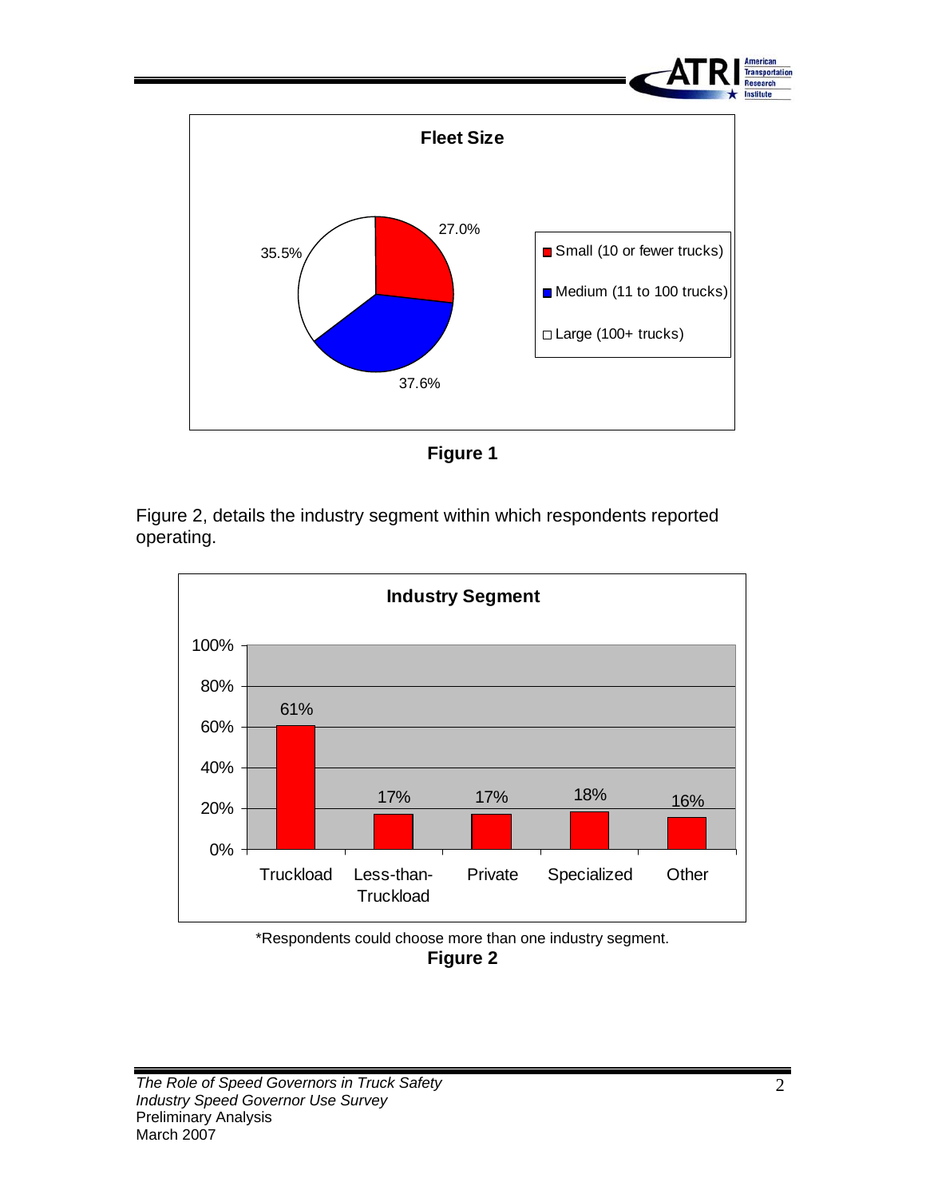**Fleet Size**

| Fleet Size | Percentage |
| --- | --- |
| Small (10 or fewer trucks) | 27.0% |
| Medium (11 to 100 trucks) | 37.6% |
| Large (100+ trucks) | 35.5% |

**Figure 1**

Figure 2, details the industry segment within which respondents reported operating.

**Industry Segment**

| Industry Segment | Percentage |
| --- | --- |
| Truckload | 61% |
| Less-than-Truckload | 17% |
| Private | 17% |
| Specialized | 18% |
| Other | 16% |

*Respondents could choose more than one industry segment.

**Figure 2**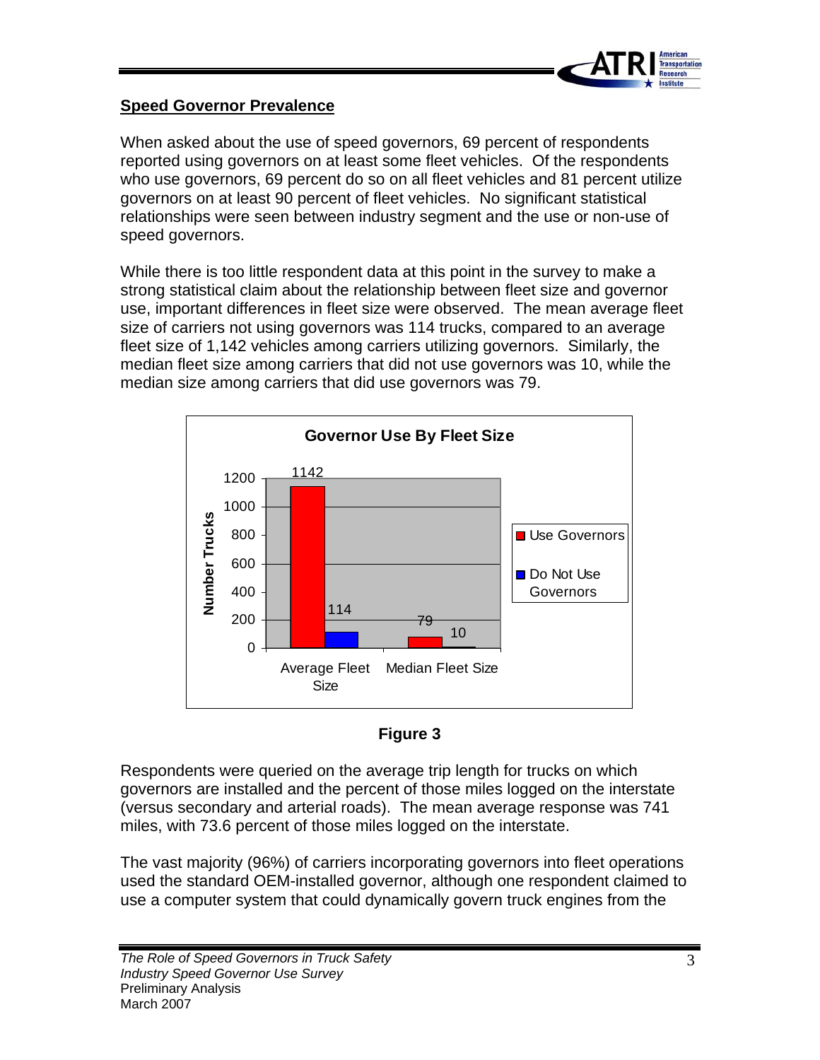**Speed Governor Prevalence**

When asked about the use of speed governors, 69 percent of respondents reported using governors on at least some fleet vehicles. Of the respondents who use governors, 69 percent do so on all fleet vehicles and 81 percent utilize governors on at least 90 percent of fleet vehicles. No significant statistical relationships were seen between industry segment and the use or non-use of speed governors.

While there is too little respondent data at this point in the survey to make a strong statistical claim about the relationship between fleet size and governor use, important differences in fleet size were observed. The mean average fleet size of carriers not using governors was 114 trucks, compared to an average fleet size of 1,142 vehicles among carriers utilizing governors. Similarly, the median fleet size among carriers that did not use governors was 10, while the median size among carriers that did use governors was 79.

**Governor Use By Fleet Size**

| | Use Governors | Do Not Use Governors |
|---|---|---|
| Average Fleet Size | 1142 | 114 |
| Median Fleet Size | 79 | 10 |

**Figure 3**

Respondents were queried on the average trip length for trucks on which governors are installed and the percent of those miles logged on the interstate (versus secondary and arterial roads). The mean average response was 741 miles, with 73.6 percent of those miles logged on the interstate.

The vast majority (96%) of carriers incorporating governors into fleet operations used the standard OEM-installed governor, although one respondent claimed to use a computer system that could dynamically govern truck engines from the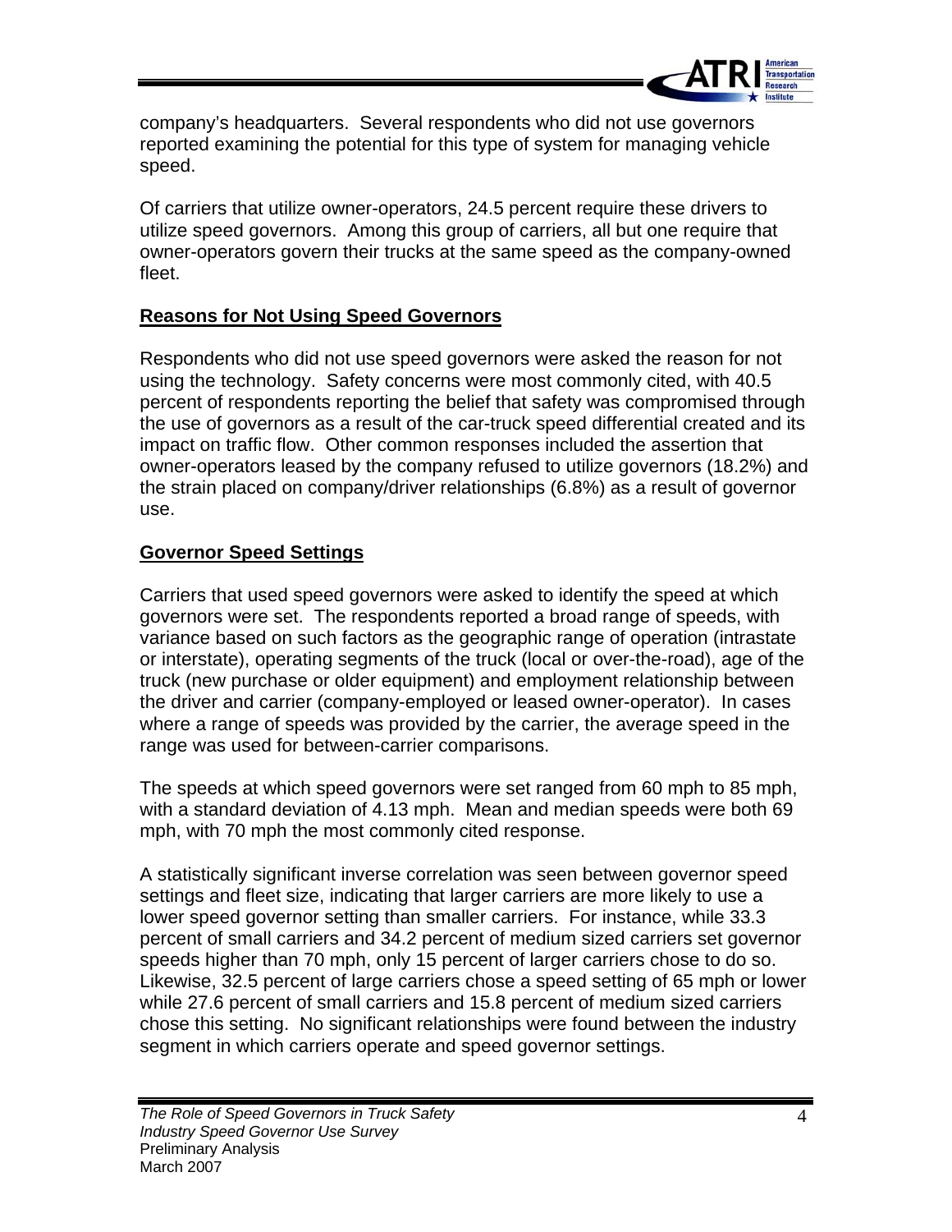company's headquarters. Several respondents who did not use governors reported examining the potential for this type of system for managing vehicle speed.

Of carriers that utilize owner-operators, 24.5 percent require these drivers to utilize speed governors. Among this group of carriers, all but one require that owner-operators govern their trucks at the same speed as the company-owned fleet.

## Reasons for Not Using Speed Governors

Respondents who did not use speed governors were asked the reason for not using the technology. Safety concerns were most commonly cited, with 40.5 percent of respondents reporting the belief that safety was compromised through the use of governors as a result of the car-truck speed differential created and its impact on traffic flow. Other common responses included the assertion that owner-operators leased by the company refused to utilize governors (18.2%) and the strain placed on company/driver relationships (6.8%) as a result of governor use.

## Governor Speed Settings

Carriers that used speed governors were asked to identify the speed at which governors were set. The respondents reported a broad range of speeds, with variance based on such factors as the geographic range of operation (intrastate or interstate), operating segments of the truck (local or over-the-road), age of the truck (new purchase or older equipment) and employment relationship between the driver and carrier (company-employed or leased owner-operator). In cases where a range of speeds was provided by the carrier, the average speed in the range was used for between-carrier comparisons.

The speeds at which speed governors were set ranged from 60 mph to 85 mph, with a standard deviation of 4.13 mph. Mean and median speeds were both 69 mph, with 70 mph the most commonly cited response.

A statistically significant inverse correlation was seen between governor speed settings and fleet size, indicating that larger carriers are more likely to use a lower speed governor setting than smaller carriers. For instance, while 33.3 percent of small carriers and 34.2 percent of medium sized carriers set governor speeds higher than 70 mph, only 15 percent of larger carriers chose to do so. Likewise, 32.5 percent of large carriers chose a speed setting of 65 mph or lower while 27.6 percent of small carriers and 15.8 percent of medium sized carriers chose this setting. No significant relationships were found between the industry segment in which carriers operate and speed governor settings.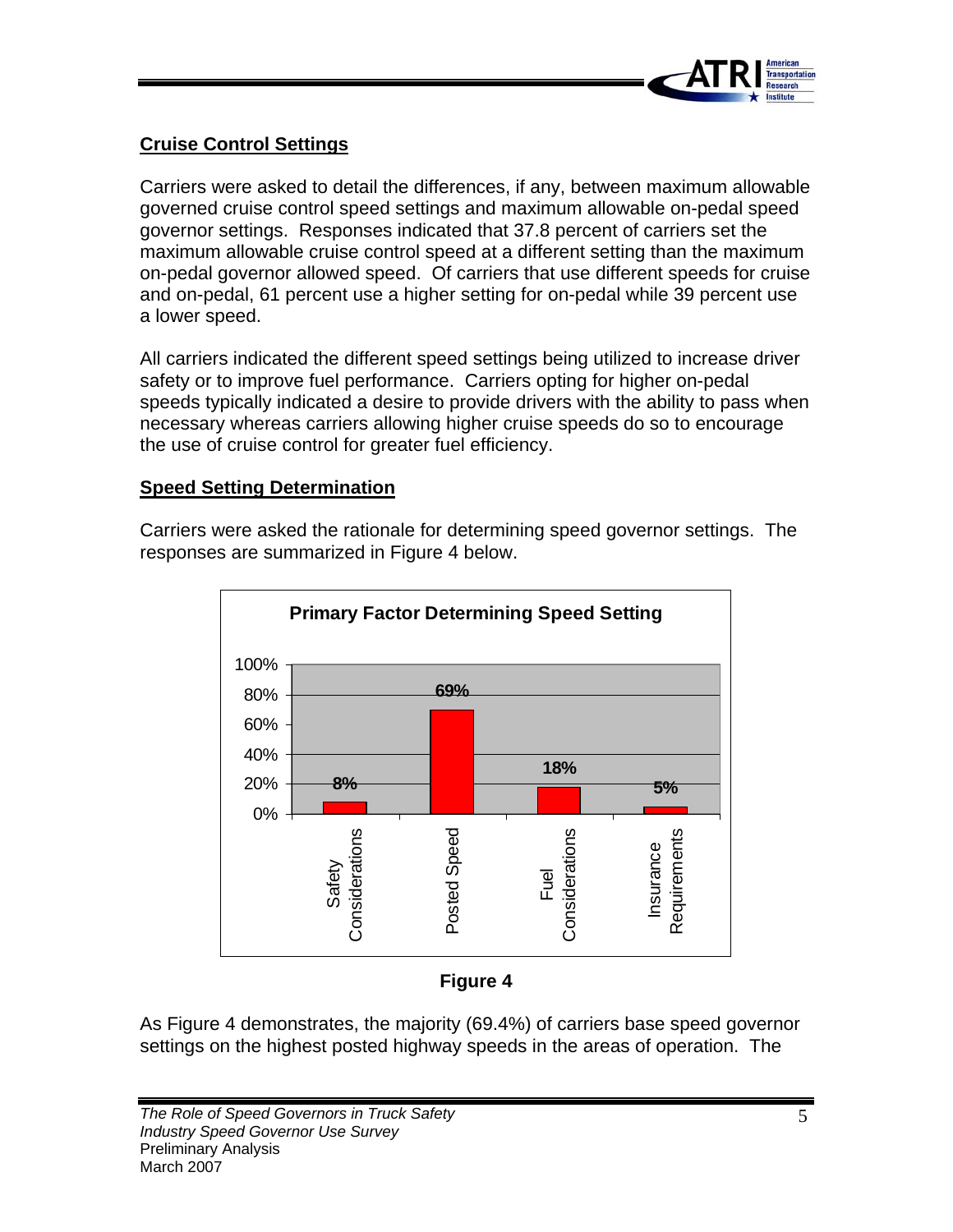## Cruise Control Settings

Carriers were asked to detail the differences, if any, between maximum allowable governed cruise control speed settings and maximum allowable on-pedal speed governor settings. Responses indicated that 37.8 percent of carriers set the maximum allowable cruise control speed at a different setting than the maximum on-pedal governor allowed speed. Of carriers that use different speeds for cruise and on-pedal, 61 percent use a higher setting for on-pedal while 39 percent use a lower speed.

All carriers indicated the different speed settings being utilized to increase driver safety or to improve fuel performance. Carriers opting for higher on-pedal speeds typically indicated a desire to provide drivers with the ability to pass when necessary whereas carriers allowing higher cruise speeds do so to encourage the use of cruise control for greater fuel efficiency.

## Speed Setting Determination

Carriers were asked the rationale for determining speed governor settings. The responses are summarized in Figure 4 below.

**Primary Factor Determining Speed Setting**

| Factor | Percent |
|---|---|
| Safety Considerations | 8% |
| Posted Speed | 69% |
| Fuel Considerations | 18% |
| Insurance Requirements | 5% |

**Figure 4**

As Figure 4 demonstrates, the majority (69.4%) of carriers base speed governor settings on the highest posted highway speeds in the areas of operation. The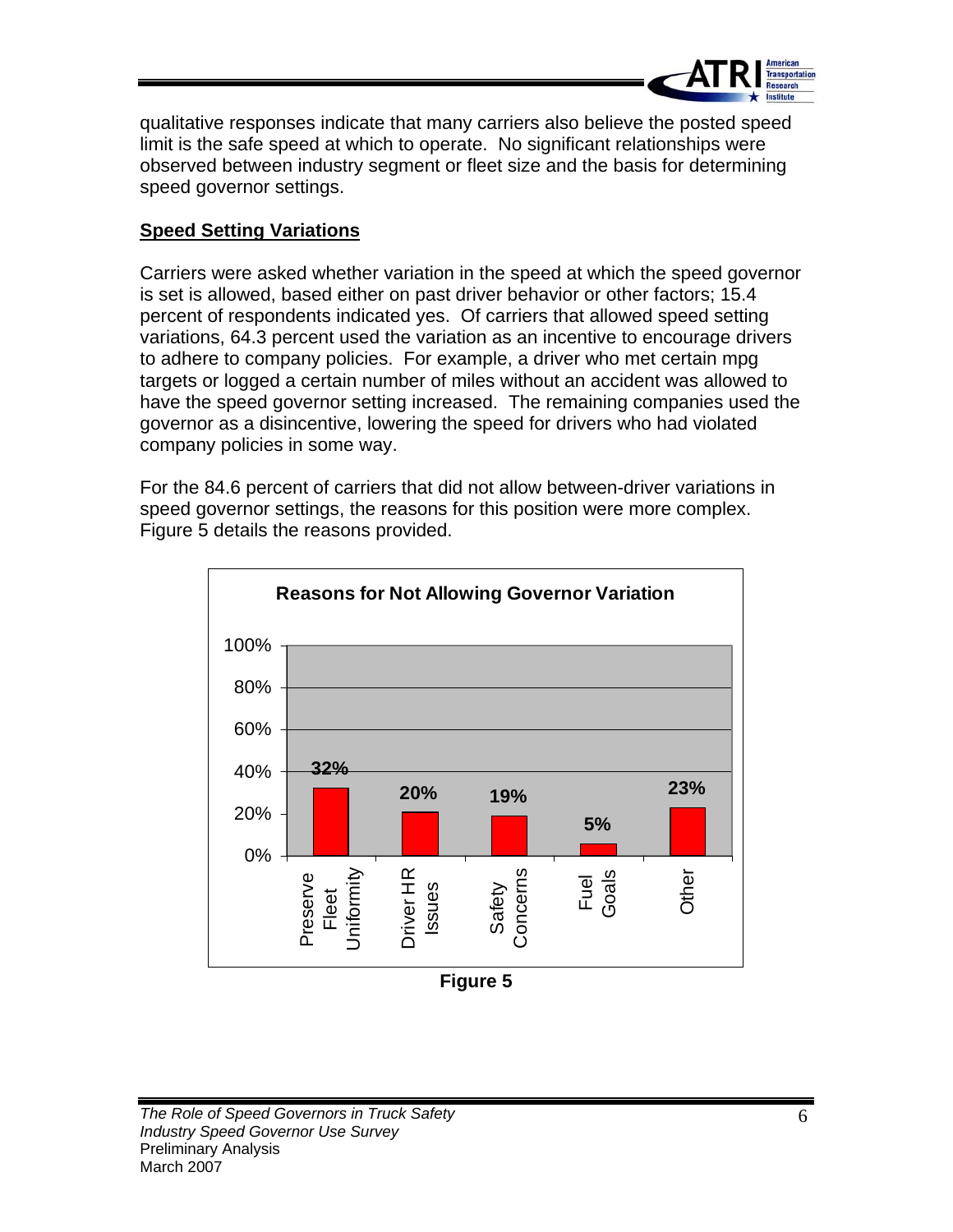qualitative responses indicate that many carriers also believe the posted speed limit is the safe speed at which to operate. No significant relationships were observed between industry segment or fleet size and the basis for determining speed governor settings.

## Speed Setting Variations

Carriers were asked whether variation in the speed at which the speed governor is set is allowed, based either on past driver behavior or other factors; 15.4 percent of respondents indicated yes. Of carriers that allowed speed setting variations, 64.3 percent used the variation as an incentive to encourage drivers to adhere to company policies. For example, a driver who met certain mpg targets or logged a certain number of miles without an accident was allowed to have the speed governor setting increased. The remaining companies used the governor as a disincentive, lowering the speed for drivers who had violated company policies in some way.

For the 84.6 percent of carriers that did not allow between-driver variations in speed governor settings, the reasons for this position were more complex. Figure 5 details the reasons provided.

**Reasons for Not Allowing Governor Variation**

| Reason | Percent |
| --- | --- |
| Preserve Fleet Uniformity | 32% |
| Driver HR Issues | 20% |
| Safety Concerns | 19% |
| Fuel Goals | 5% |
| Other | 23% |

**Figure 5**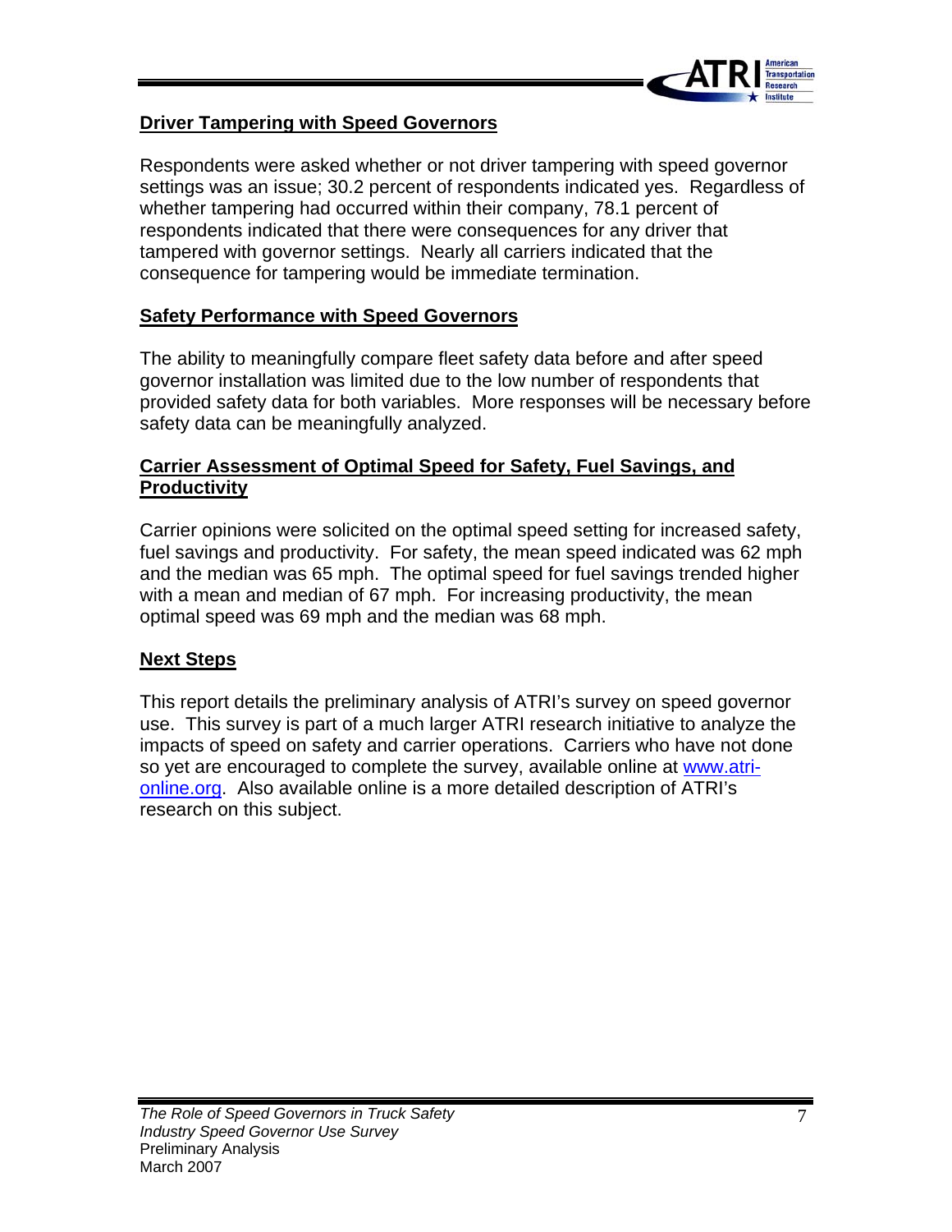## Driver Tampering with Speed Governors

Respondents were asked whether or not driver tampering with speed governor settings was an issue; 30.2 percent of respondents indicated yes. Regardless of whether tampering had occurred within their company, 78.1 percent of respondents indicated that there were consequences for any driver that tampered with governor settings. Nearly all carriers indicated that the consequence for tampering would be immediate termination.

## Safety Performance with Speed Governors

The ability to meaningfully compare fleet safety data before and after speed governor installation was limited due to the low number of respondents that provided safety data for both variables. More responses will be necessary before safety data can be meaningfully analyzed.

## Carrier Assessment of Optimal Speed for Safety, Fuel Savings, and Productivity

Carrier opinions were solicited on the optimal speed setting for increased safety, fuel savings and productivity. For safety, the mean speed indicated was 62 mph and the median was 65 mph. The optimal speed for fuel savings trended higher with a mean and median of 67 mph. For increasing productivity, the mean optimal speed was 69 mph and the median was 68 mph.

## Next Steps

This report details the preliminary analysis of ATRI's survey on speed governor use. This survey is part of a much larger ATRI research initiative to analyze the impacts of speed on safety and carrier operations. Carriers who have not done so yet are encouraged to complete the survey, available online at [www.atri-online.org](http://www.atri-online.org). Also available online is a more detailed description of ATRI's research on this subject.